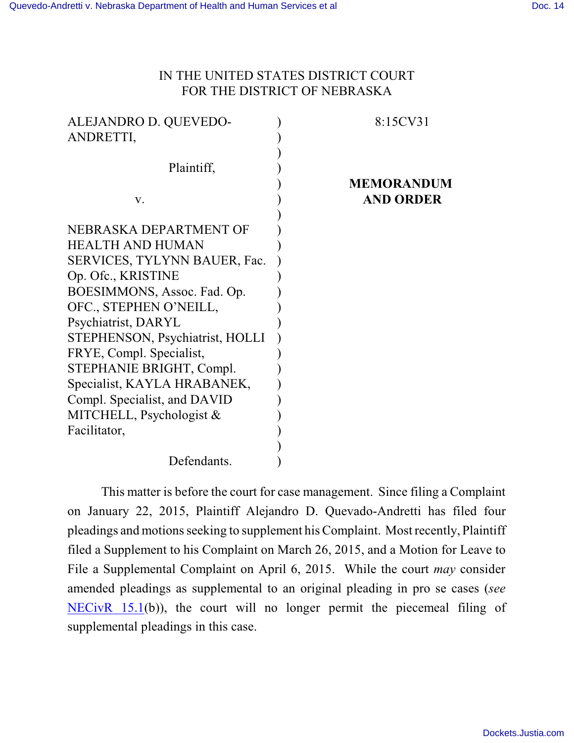IN THE UNITED STATES DISTRICT COURT
FOR THE DISTRICT OF NEBRASKA

| | | |
|---|---|---|
| ALEJANDRO D. QUEVEDO-ANDRETTI, | ) | 8:15CV31 |
| Plaintiff, | ) | |
| v. | ) | **MEMORANDUM AND ORDER** |
| NEBRASKA DEPARTMENT OF HEALTH AND HUMAN SERVICES, TYLYNN BAUER, Fac. Op. Ofc., KRISTINE BOESIMMONS, Assoc. Fad. Op. OFC., STEPHEN O'NEILL, Psychiatrist, DARYL STEPHENSON, Psychiatrist, HOLLI FRYE, Compl. Specialist, STEPHANIE BRIGHT, Compl. Specialist, KAYLA HRABANEK, Compl. Specialist, and DAVID MITCHELL, Psychologist & Facilitator, | ) | |
| Defendants. | ) | |

This matter is before the court for case management. Since filing a Complaint on January 22, 2015, Plaintiff Alejandro D. Quevado-Andretti has filed four pleadings and motions seeking to supplement his Complaint. Most recently, Plaintiff filed a Supplement to his Complaint on March 26, 2015, and a Motion for Leave to File a Supplemental Complaint on April 6, 2015. While the court *may* consider amended pleadings as supplemental to an original pleading in pro se cases (*see* NECivR 15.1(b)), the court will no longer permit the piecemeal filing of supplemental pleadings in this case.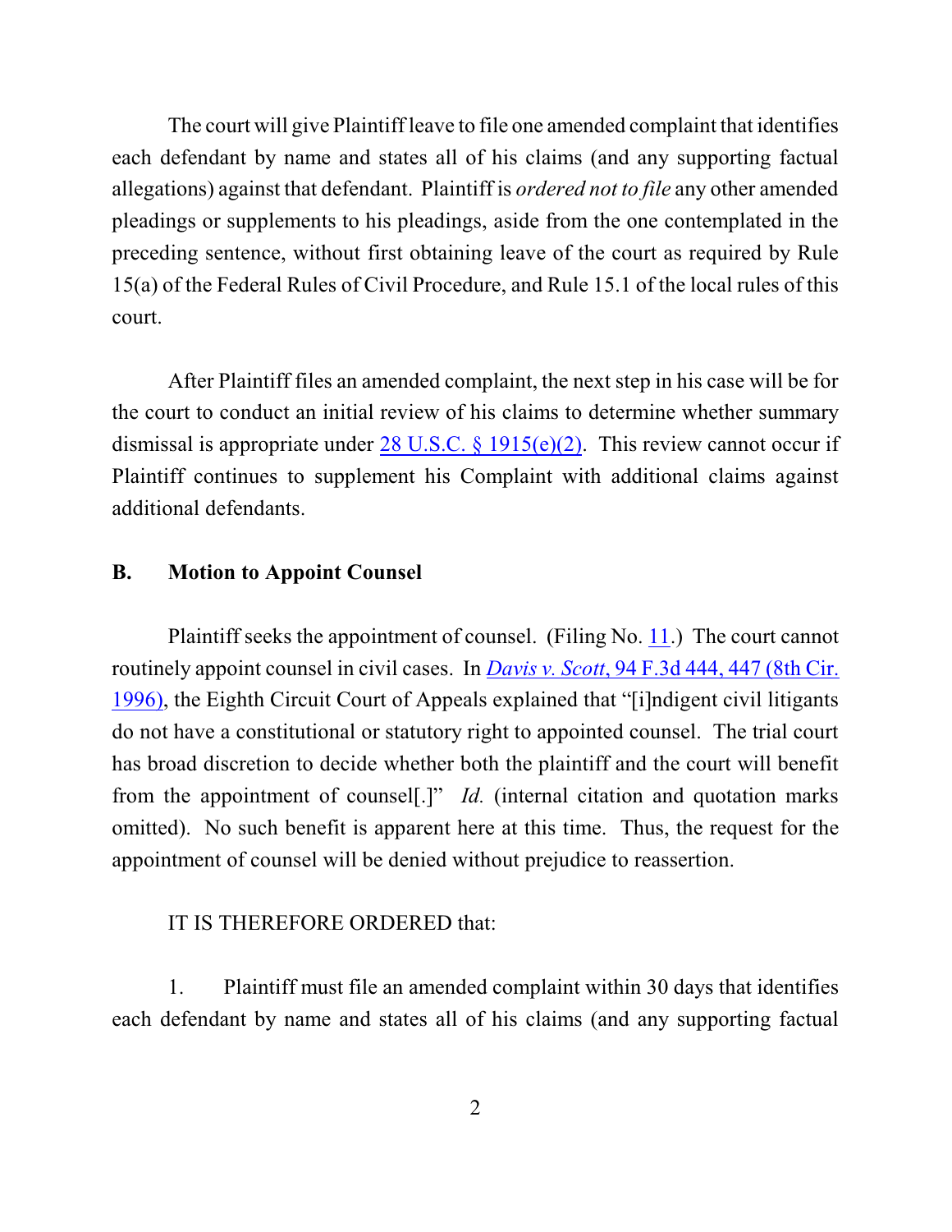The court will give Plaintiff leave to file one amended complaint that identifies each defendant by name and states all of his claims (and any supporting factual allegations) against that defendant. Plaintiff is *ordered not to file* any other amended pleadings or supplements to his pleadings, aside from the one contemplated in the preceding sentence, without first obtaining leave of the court as required by Rule 15(a) of the Federal Rules of Civil Procedure, and Rule 15.1 of the local rules of this court.

After Plaintiff files an amended complaint, the next step in his case will be for the court to conduct an initial review of his claims to determine whether summary dismissal is appropriate under 28 U.S.C. § 1915(e)(2). This review cannot occur if Plaintiff continues to supplement his Complaint with additional claims against additional defendants.

### B. Motion to Appoint Counsel

Plaintiff seeks the appointment of counsel. (Filing No. 11.) The court cannot routinely appoint counsel in civil cases. In *Davis v. Scott*, 94 F.3d 444, 447 (8th Cir. 1996), the Eighth Circuit Court of Appeals explained that "[i]ndigent civil litigants do not have a constitutional or statutory right to appointed counsel. The trial court has broad discretion to decide whether both the plaintiff and the court will benefit from the appointment of counsel[.]" *Id.* (internal citation and quotation marks omitted). No such benefit is apparent here at this time. Thus, the request for the appointment of counsel will be denied without prejudice to reassertion.

IT IS THEREFORE ORDERED that:

1. Plaintiff must file an amended complaint within 30 days that identifies each defendant by name and states all of his claims (and any supporting factual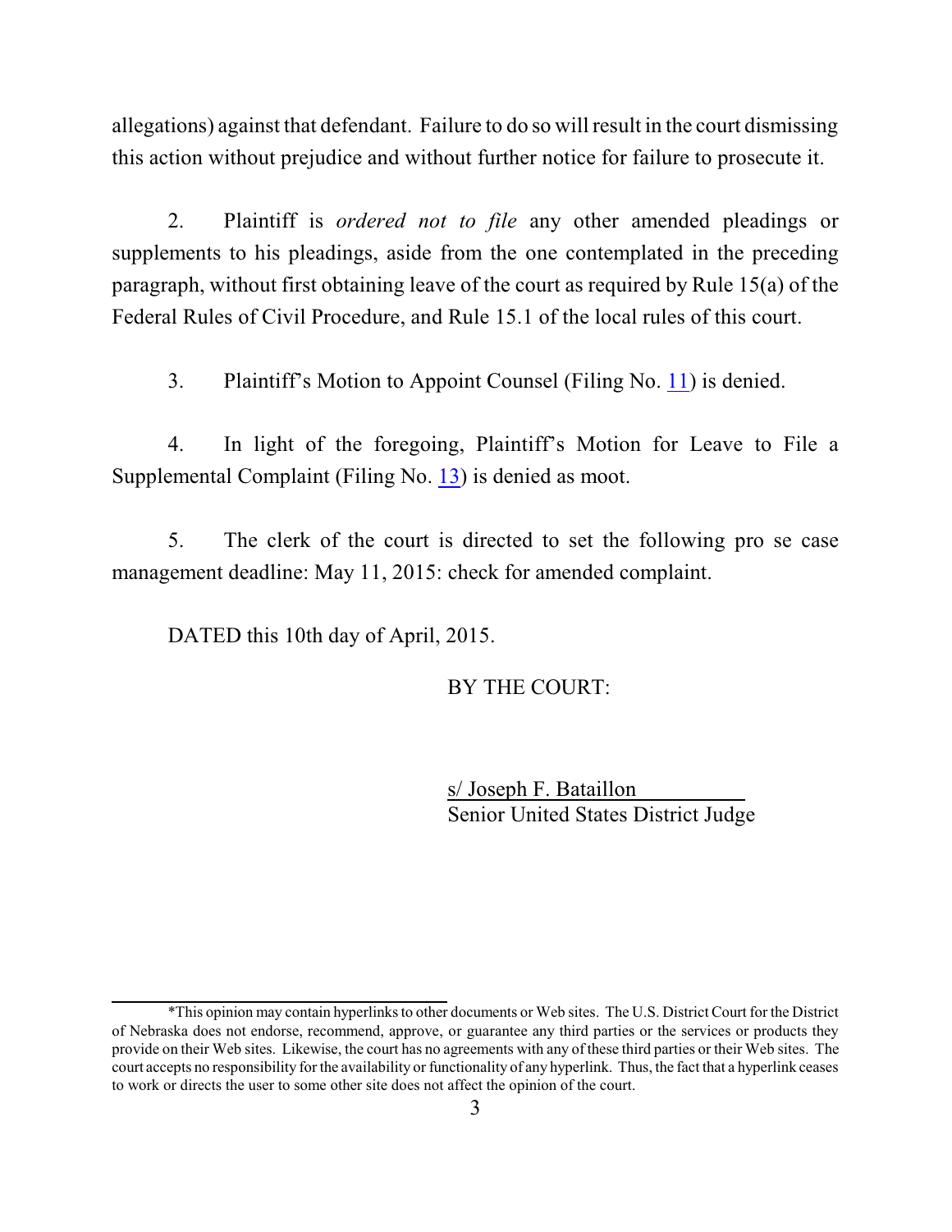allegations) against that defendant. Failure to do so will result in the court dismissing this action without prejudice and without further notice for failure to prosecute it.

2. Plaintiff is *ordered not to file* any other amended pleadings or supplements to his pleadings, aside from the one contemplated in the preceding paragraph, without first obtaining leave of the court as required by Rule 15(a) of the Federal Rules of Civil Procedure, and Rule 15.1 of the local rules of this court.

3. Plaintiff's Motion to Appoint Counsel (Filing No. 11) is denied.

4. In light of the foregoing, Plaintiff's Motion for Leave to File a Supplemental Complaint (Filing No. 13) is denied as moot.

5. The clerk of the court is directed to set the following pro se case management deadline: May 11, 2015: check for amended complaint.

DATED this 10th day of April, 2015.

BY THE COURT:

s/ Joseph F. Bataillon
Senior United States District Judge

*This opinion may contain hyperlinks to other documents or Web sites. The U.S. District Court for the District of Nebraska does not endorse, recommend, approve, or guarantee any third parties or the services or products they provide on their Web sites. Likewise, the court has no agreements with any of these third parties or their Web sites. The court accepts no responsibility for the availability or functionality of any hyperlink. Thus, the fact that a hyperlink ceases to work or directs the user to some other site does not affect the opinion of the court.